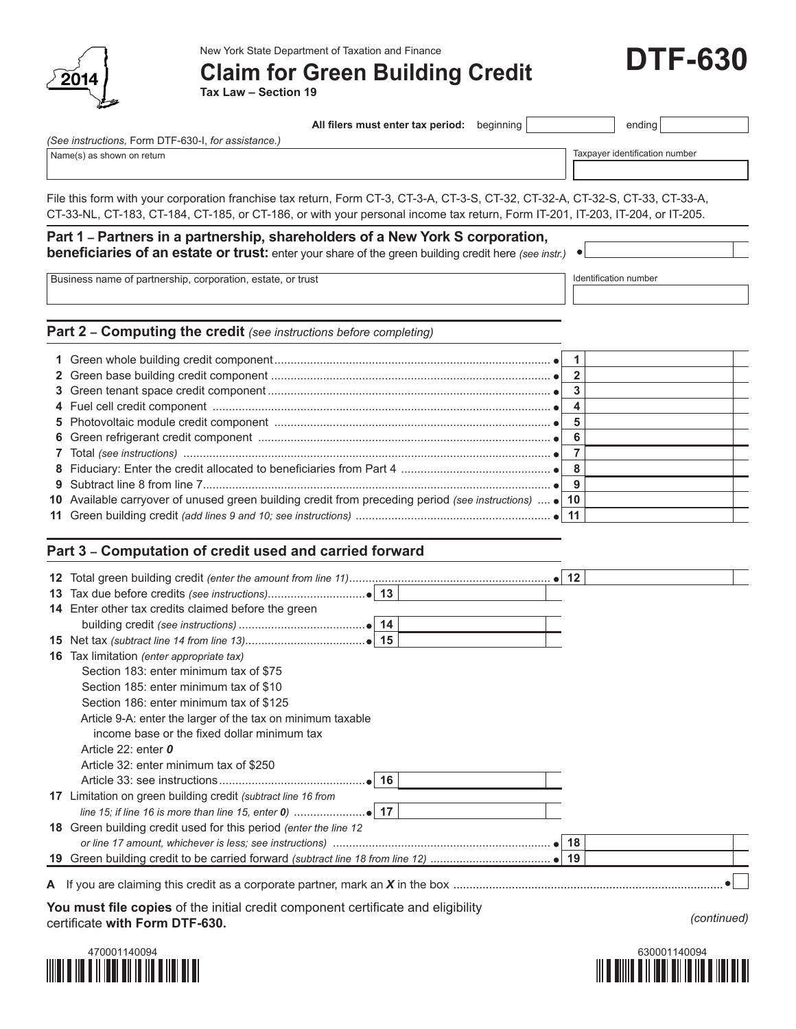New York State Department of Taxation and Finance

# Claim for Green Building Credit

**Tax Law – Section 19**

**DTF-630**

2014

**All filers must enter tax period:** beginning ______ ending ______

*(See instructions,* Form DTF-630-I, *for assistance.)*

| Name(s) as shown on return | Taxpayer identification number |
|---|---|
| | |

File this form with your corporation franchise tax return, Form CT-3, CT-3-A, CT-3-S, CT-32, CT-32-A, CT-32-S, CT-33, CT-33-A, CT-33-NL, CT-183, CT-184, CT-185, or CT-186, or with your personal income tax return, Form IT-201, IT-203, IT-204, or IT-205.

## Part 1 – Partners in a partnership, shareholders of a New York S corporation, beneficiaries of an estate or trust:

enter your share of the green building credit here *(see instr.)* ______

| Business name of partnership, corporation, estate, or trust | Identification number |
|---|---|
| | |

## Part 2 – Computing the credit *(see instructions before completing)*

| Line | Description | | Amount |
|---|---|---|---|
| 1 | Green whole building credit component | 1 | |
| 2 | Green base building credit component | 2 | |
| 3 | Green tenant space credit component | 3 | |
| 4 | Fuel cell credit component | 4 | |
| 5 | Photovoltaic module credit component | 5 | |
| 6 | Green refrigerant credit component | 6 | |
| 7 | Total *(see instructions)* | 7 | |
| 8 | Fiduciary: Enter the credit allocated to beneficiaries from Part 4 | 8 | |
| 9 | Subtract line 8 from line 7 | 9 | |
| 10 | Available carryover of unused green building credit from preceding period *(see instructions)* | 10 | |
| 11 | Green building credit *(add lines 9 and 10; see instructions)* | 11 | |

## Part 3 – Computation of credit used and carried forward

| Line | Description | | Amount | | Amount |
|---|---|---|---|---|---|
| 12 | Total green building credit *(enter the amount from line 11)* | | | 12 | |
| 13 | Tax due before credits *(see instructions)* | 13 | | | |
| 14 | Enter other tax credits claimed before the green building credit *(see instructions)* | 14 | | | |
| 15 | Net tax *(subtract line 14 from line 13)* | 15 | | | |
| 16 | Tax limitation *(enter appropriate tax)*<br>Section 183: enter minimum tax of $75<br>Section 185: enter minimum tax of $10<br>Section 186: enter minimum tax of $125<br>Article 9-A: enter the larger of the tax on minimum taxable income base or the fixed dollar minimum tax<br>Article 22: enter ***0***<br>Article 32: enter minimum tax of $250<br>Article 33: see instructions | 16 | | | |
| 17 | Limitation on green building credit *(subtract line 16 from line 15; if line 16 is more than line 15, enter* ***0****)* | 17 | | | |
| 18 | Green building credit used for this period *(enter the line 12 or line 17 amount, whichever is less; see instructions)* | | | 18 | |
| 19 | Green building credit to be carried forward *(subtract line 18 from line 12)* | | | 19 | |

**A** If you are claiming this credit as a corporate partner, mark an ***X*** in the box ☐

**You must file copies** of the initial credit component certificate and eligibility certificate **with Form DTF-630.**

*(continued)*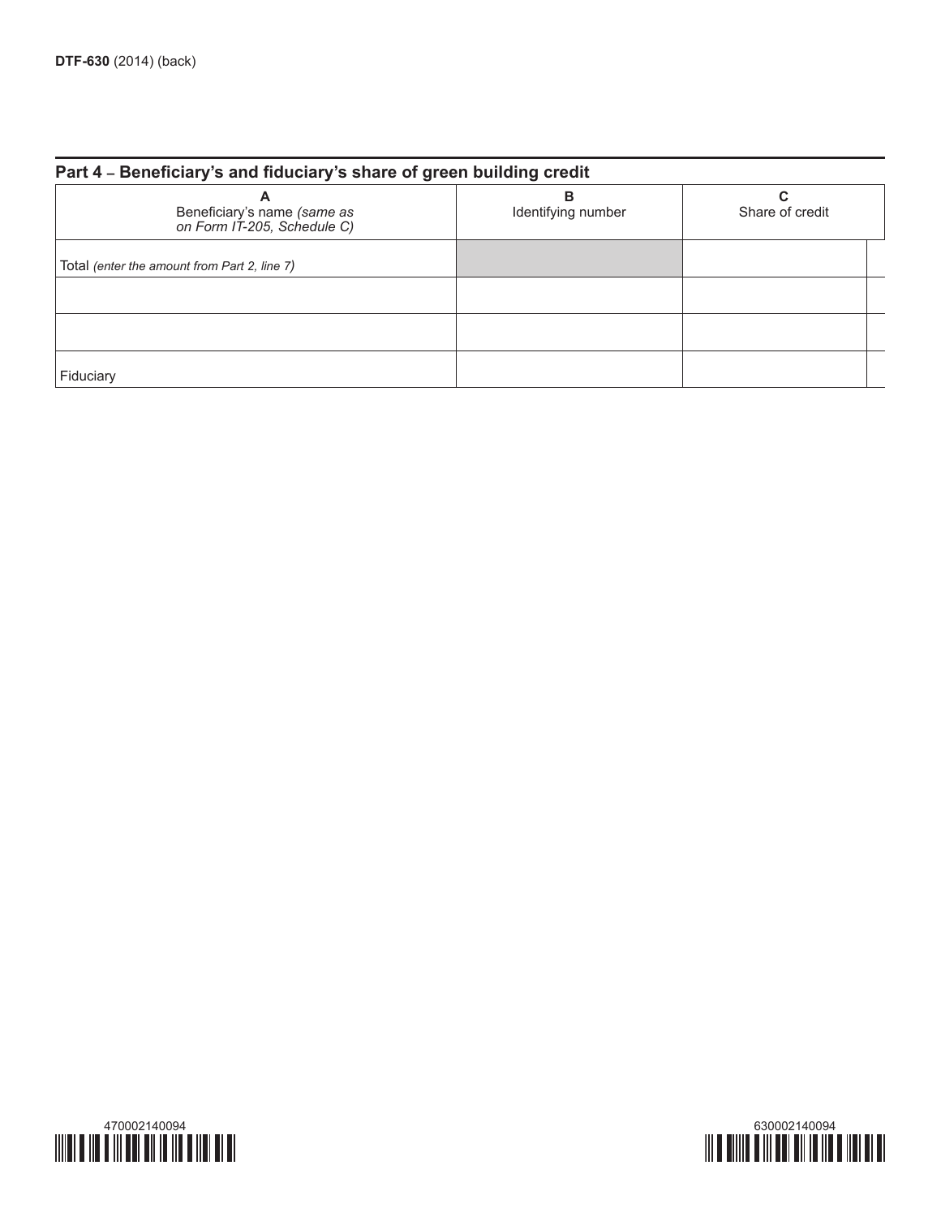## Part 4 – Beneficiary's and fiduciary's share of green building credit

| A<br>Beneficiary's name *(same as on Form IT-205, Schedule C)* | B<br>Identifying number | C<br>Share of credit |
|---|---|---|
| Total *(enter the amount from Part 2, line 7)* | | |
| | | |
| | | |
| Fiduciary | | |

470002140094

630002140094